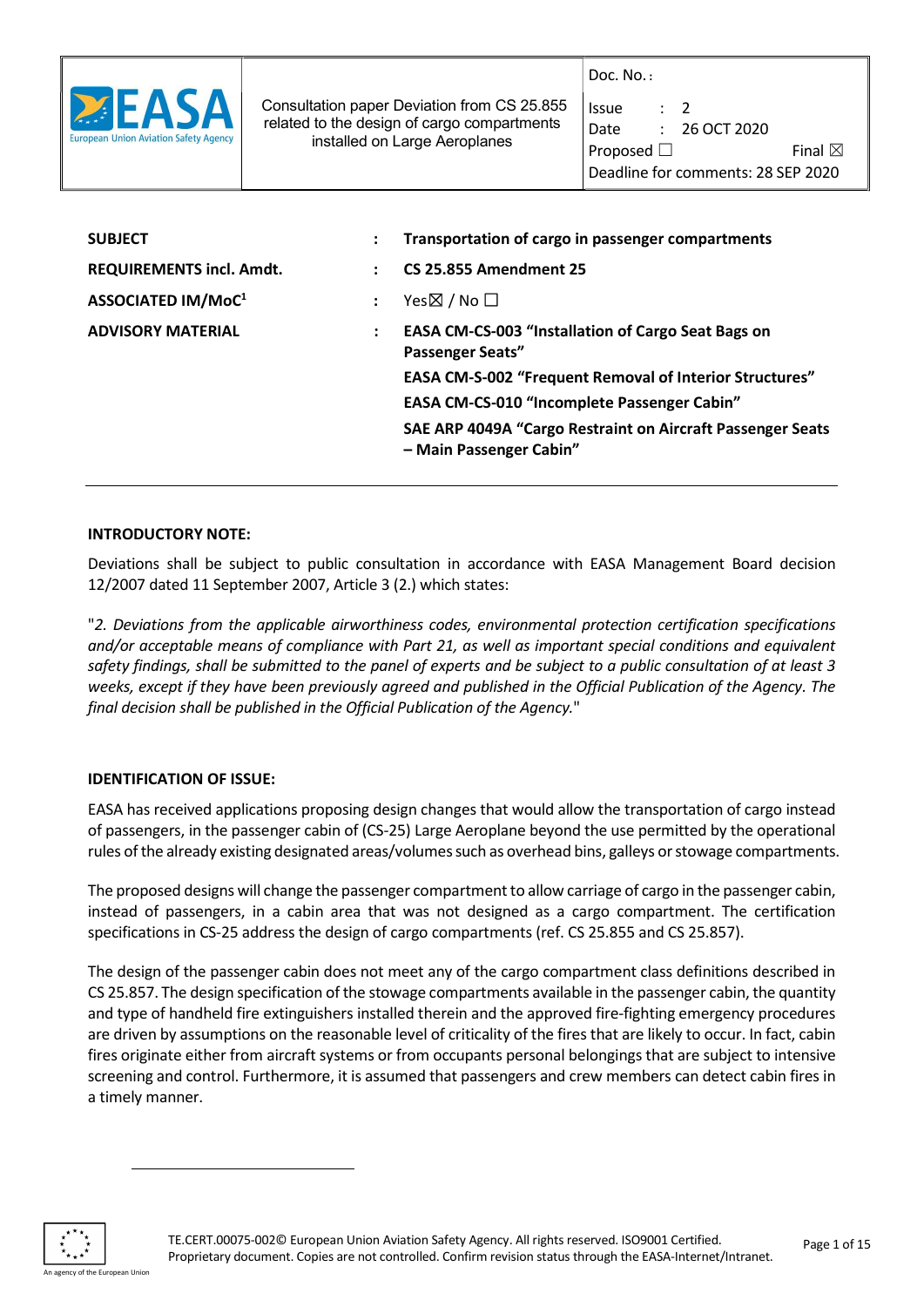| EASA European Union Aviation Safety Agency | Consultation paper Deviation from CS 25.855 related to the design of cargo compartments installed on Large Aeroplanes | Doc. No. : Issue : 2 Date : 26 OCT 2020 Proposed ☐ Final ☒ Deadline for comments: 28 SEP 2020 |
|---|---|---|

| | | |
|---|---|---|
| **SUBJECT** | : | **Transportation of cargo in passenger compartments** |
| **REQUIREMENTS incl. Amdt.** | : | **CS 25.855 Amendment 25** |
| **ASSOCIATED IM/MoC**[1] | : | Yes☒ / No ☐ |
| **ADVISORY MATERIAL** | : | **EASA CM-CS-003 "Installation of Cargo Seat Bags on Passenger Seats"** **EASA CM-S-002 "Frequent Removal of Interior Structures"** **EASA CM-CS-010 "Incomplete Passenger Cabin"** **SAE ARP 4049A "Cargo Restraint on Aircraft Passenger Seats – Main Passenger Cabin"** |

**INTRODUCTORY NOTE:**

Deviations shall be subject to public consultation in accordance with EASA Management Board decision 12/2007 dated 11 September 2007, Article 3 (2.) which states:

"*2. Deviations from the applicable airworthiness codes, environmental protection certification specifications and/or acceptable means of compliance with Part 21, as well as important special conditions and equivalent safety findings, shall be submitted to the panel of experts and be subject to a public consultation of at least 3 weeks, except if they have been previously agreed and published in the Official Publication of the Agency. The final decision shall be published in the Official Publication of the Agency.*"

**IDENTIFICATION OF ISSUE:**

EASA has received applications proposing design changes that would allow the transportation of cargo instead of passengers, in the passenger cabin of (CS-25) Large Aeroplane beyond the use permitted by the operational rules of the already existing designated areas/volumes such as overhead bins, galleys or stowage compartments.

The proposed designs will change the passenger compartment to allow carriage of cargo in the passenger cabin, instead of passengers, in a cabin area that was not designed as a cargo compartment. The certification specifications in CS-25 address the design of cargo compartments (ref. CS 25.855 and CS 25.857).

The design of the passenger cabin does not meet any of the cargo compartment class definitions described in CS 25.857. The design specification of the stowage compartments available in the passenger cabin, the quantity and type of handheld fire extinguishers installed therein and the approved fire-fighting emergency procedures are driven by assumptions on the reasonable level of criticality of the fires that are likely to occur. In fact, cabin fires originate either from aircraft systems or from occupants personal belongings that are subject to intensive screening and control. Furthermore, it is assumed that passengers and crew members can detect cabin fires in a timely manner.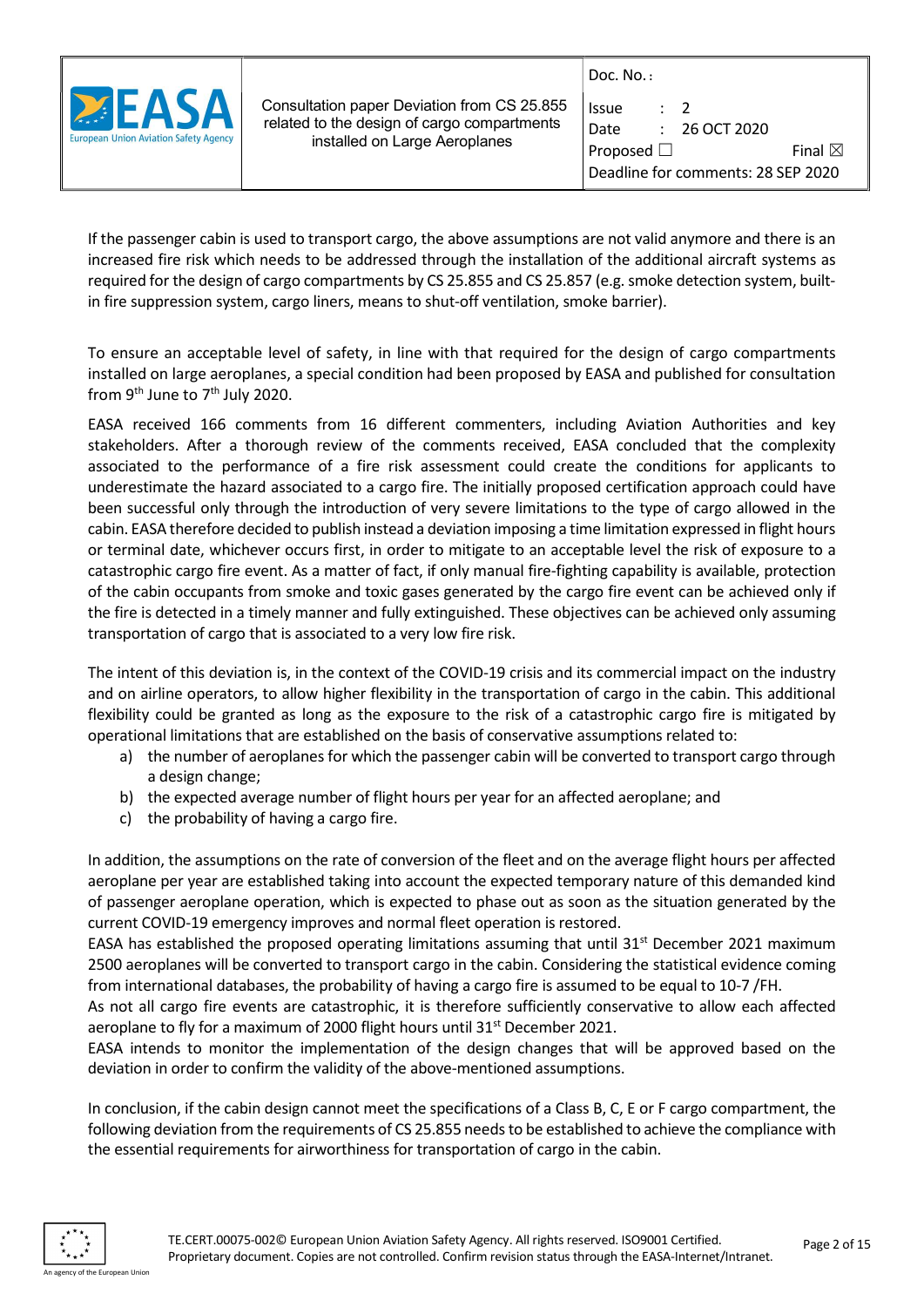If the passenger cabin is used to transport cargo, the above assumptions are not valid anymore and there is an increased fire risk which needs to be addressed through the installation of the additional aircraft systems as required for the design of cargo compartments by CS 25.855 and CS 25.857 (e.g. smoke detection system, built-in fire suppression system, cargo liners, means to shut-off ventilation, smoke barrier).

To ensure an acceptable level of safety, in line with that required for the design of cargo compartments installed on large aeroplanes, a special condition had been proposed by EASA and published for consultation from 9th June to 7th July 2020.

EASA received 166 comments from 16 different commenters, including Aviation Authorities and key stakeholders. After a thorough review of the comments received, EASA concluded that the complexity associated to the performance of a fire risk assessment could create the conditions for applicants to underestimate the hazard associated to a cargo fire. The initially proposed certification approach could have been successful only through the introduction of very severe limitations to the type of cargo allowed in the cabin. EASA therefore decided to publish instead a deviation imposing a time limitation expressed in flight hours or terminal date, whichever occurs first, in order to mitigate to an acceptable level the risk of exposure to a catastrophic cargo fire event. As a matter of fact, if only manual fire-fighting capability is available, protection of the cabin occupants from smoke and toxic gases generated by the cargo fire event can be achieved only if the fire is detected in a timely manner and fully extinguished. These objectives can be achieved only assuming transportation of cargo that is associated to a very low fire risk.

The intent of this deviation is, in the context of the COVID-19 crisis and its commercial impact on the industry and on airline operators, to allow higher flexibility in the transportation of cargo in the cabin. This additional flexibility could be granted as long as the exposure to the risk of a catastrophic cargo fire is mitigated by operational limitations that are established on the basis of conservative assumptions related to:

a) the number of aeroplanes for which the passenger cabin will be converted to transport cargo through a design change;
b) the expected average number of flight hours per year for an affected aeroplane; and
c) the probability of having a cargo fire.

In addition, the assumptions on the rate of conversion of the fleet and on the average flight hours per affected aeroplane per year are established taking into account the expected temporary nature of this demanded kind of passenger aeroplane operation, which is expected to phase out as soon as the situation generated by the current COVID-19 emergency improves and normal fleet operation is restored.

EASA has established the proposed operating limitations assuming that until 31st December 2021 maximum 2500 aeroplanes will be converted to transport cargo in the cabin. Considering the statistical evidence coming from international databases, the probability of having a cargo fire is assumed to be equal to $10^{-7}$ /FH.

As not all cargo fire events are catastrophic, it is therefore sufficiently conservative to allow each affected aeroplane to fly for a maximum of 2000 flight hours until 31st December 2021.

EASA intends to monitor the implementation of the design changes that will be approved based on the deviation in order to confirm the validity of the above-mentioned assumptions.

In conclusion, if the cabin design cannot meet the specifications of a Class B, C, E or F cargo compartment, the following deviation from the requirements of CS 25.855 needs to be established to achieve the compliance with the essential requirements for airworthiness for transportation of cargo in the cabin.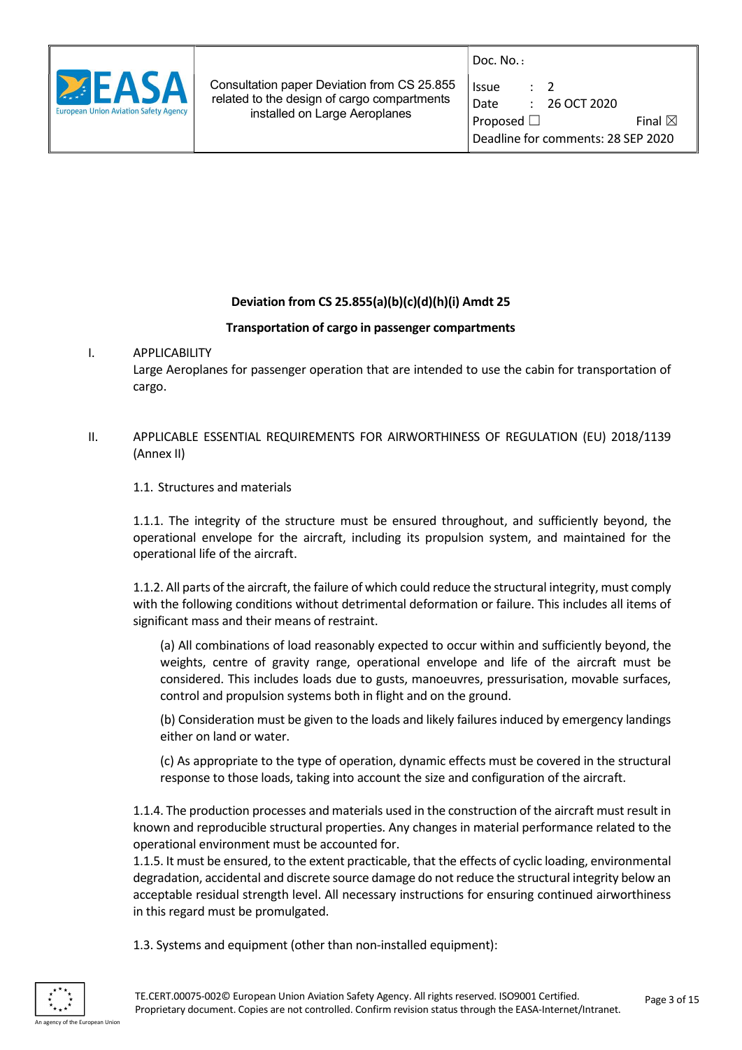**Deviation from CS 25.855(a)(b)(c)(d)(h)(i) Amdt 25**

**Transportation of cargo in passenger compartments**

I. APPLICABILITY

Large Aeroplanes for passenger operation that are intended to use the cabin for transportation of cargo.

II. APPLICABLE ESSENTIAL REQUIREMENTS FOR AIRWORTHINESS OF REGULATION (EU) 2018/1139 (Annex II)

1.1. Structures and materials

1.1.1. The integrity of the structure must be ensured throughout, and sufficiently beyond, the operational envelope for the aircraft, including its propulsion system, and maintained for the operational life of the aircraft.

1.1.2. All parts of the aircraft, the failure of which could reduce the structural integrity, must comply with the following conditions without detrimental deformation or failure. This includes all items of significant mass and their means of restraint.

(a) All combinations of load reasonably expected to occur within and sufficiently beyond, the weights, centre of gravity range, operational envelope and life of the aircraft must be considered. This includes loads due to gusts, manoeuvres, pressurisation, movable surfaces, control and propulsion systems both in flight and on the ground.

(b) Consideration must be given to the loads and likely failures induced by emergency landings either on land or water.

(c) As appropriate to the type of operation, dynamic effects must be covered in the structural response to those loads, taking into account the size and configuration of the aircraft.

1.1.4. The production processes and materials used in the construction of the aircraft must result in known and reproducible structural properties. Any changes in material performance related to the operational environment must be accounted for.

1.1.5. It must be ensured, to the extent practicable, that the effects of cyclic loading, environmental degradation, accidental and discrete source damage do not reduce the structural integrity below an acceptable residual strength level. All necessary instructions for ensuring continued airworthiness in this regard must be promulgated.

1.3. Systems and equipment (other than non-installed equipment):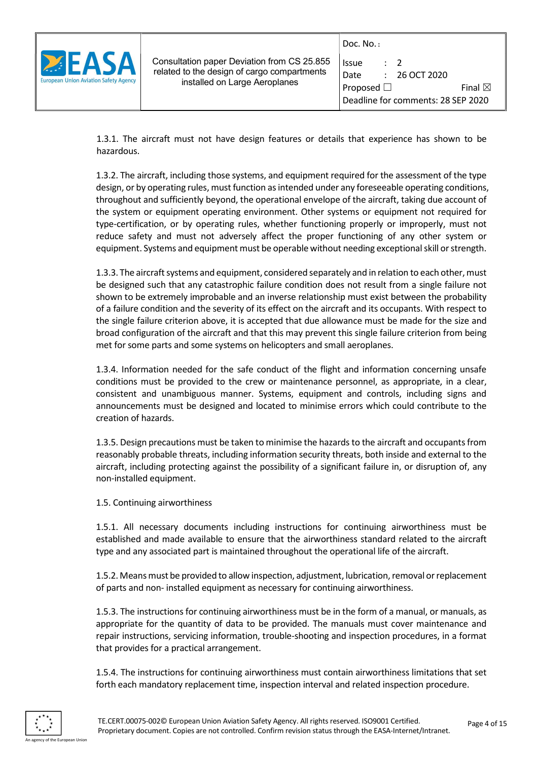1.3.1. The aircraft must not have design features or details that experience has shown to be hazardous.

1.3.2. The aircraft, including those systems, and equipment required for the assessment of the type design, or by operating rules, must function as intended under any foreseeable operating conditions, throughout and sufficiently beyond, the operational envelope of the aircraft, taking due account of the system or equipment operating environment. Other systems or equipment not required for type-certification, or by operating rules, whether functioning properly or improperly, must not reduce safety and must not adversely affect the proper functioning of any other system or equipment. Systems and equipment must be operable without needing exceptional skill or strength.

1.3.3. The aircraft systems and equipment, considered separately and in relation to each other, must be designed such that any catastrophic failure condition does not result from a single failure not shown to be extremely improbable and an inverse relationship must exist between the probability of a failure condition and the severity of its effect on the aircraft and its occupants. With respect to the single failure criterion above, it is accepted that due allowance must be made for the size and broad configuration of the aircraft and that this may prevent this single failure criterion from being met for some parts and some systems on helicopters and small aeroplanes.

1.3.4. Information needed for the safe conduct of the flight and information concerning unsafe conditions must be provided to the crew or maintenance personnel, as appropriate, in a clear, consistent and unambiguous manner. Systems, equipment and controls, including signs and announcements must be designed and located to minimise errors which could contribute to the creation of hazards.

1.3.5. Design precautions must be taken to minimise the hazards to the aircraft and occupants from reasonably probable threats, including information security threats, both inside and external to the aircraft, including protecting against the possibility of a significant failure in, or disruption of, any non-installed equipment.

1.5. Continuing airworthiness

1.5.1. All necessary documents including instructions for continuing airworthiness must be established and made available to ensure that the airworthiness standard related to the aircraft type and any associated part is maintained throughout the operational life of the aircraft.

1.5.2. Means must be provided to allow inspection, adjustment, lubrication, removal or replacement of parts and non- installed equipment as necessary for continuing airworthiness.

1.5.3. The instructions for continuing airworthiness must be in the form of a manual, or manuals, as appropriate for the quantity of data to be provided. The manuals must cover maintenance and repair instructions, servicing information, trouble-shooting and inspection procedures, in a format that provides for a practical arrangement.

1.5.4. The instructions for continuing airworthiness must contain airworthiness limitations that set forth each mandatory replacement time, inspection interval and related inspection procedure.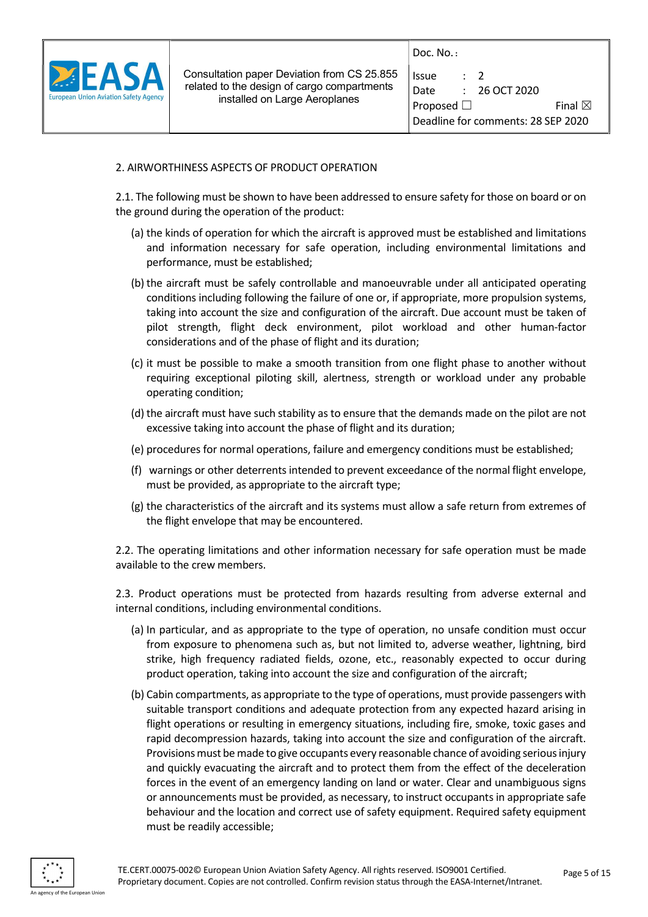## 2. AIRWORTHINESS ASPECTS OF PRODUCT OPERATION

2.1. The following must be shown to have been addressed to ensure safety for those on board or on the ground during the operation of the product:

(a) the kinds of operation for which the aircraft is approved must be established and limitations and information necessary for safe operation, including environmental limitations and performance, must be established;

(b) the aircraft must be safely controllable and manoeuvrable under all anticipated operating conditions including following the failure of one or, if appropriate, more propulsion systems, taking into account the size and configuration of the aircraft. Due account must be taken of pilot strength, flight deck environment, pilot workload and other human-factor considerations and of the phase of flight and its duration;

(c) it must be possible to make a smooth transition from one flight phase to another without requiring exceptional piloting skill, alertness, strength or workload under any probable operating condition;

(d) the aircraft must have such stability as to ensure that the demands made on the pilot are not excessive taking into account the phase of flight and its duration;

(e) procedures for normal operations, failure and emergency conditions must be established;

(f) warnings or other deterrents intended to prevent exceedance of the normal flight envelope, must be provided, as appropriate to the aircraft type;

(g) the characteristics of the aircraft and its systems must allow a safe return from extremes of the flight envelope that may be encountered.

2.2. The operating limitations and other information necessary for safe operation must be made available to the crew members.

2.3. Product operations must be protected from hazards resulting from adverse external and internal conditions, including environmental conditions.

(a) In particular, and as appropriate to the type of operation, no unsafe condition must occur from exposure to phenomena such as, but not limited to, adverse weather, lightning, bird strike, high frequency radiated fields, ozone, etc., reasonably expected to occur during product operation, taking into account the size and configuration of the aircraft;

(b) Cabin compartments, as appropriate to the type of operations, must provide passengers with suitable transport conditions and adequate protection from any expected hazard arising in flight operations or resulting in emergency situations, including fire, smoke, toxic gases and rapid decompression hazards, taking into account the size and configuration of the aircraft. Provisions must be made to give occupants every reasonable chance of avoiding serious injury and quickly evacuating the aircraft and to protect them from the effect of the deceleration forces in the event of an emergency landing on land or water. Clear and unambiguous signs or announcements must be provided, as necessary, to instruct occupants in appropriate safe behaviour and the location and correct use of safety equipment. Required safety equipment must be readily accessible;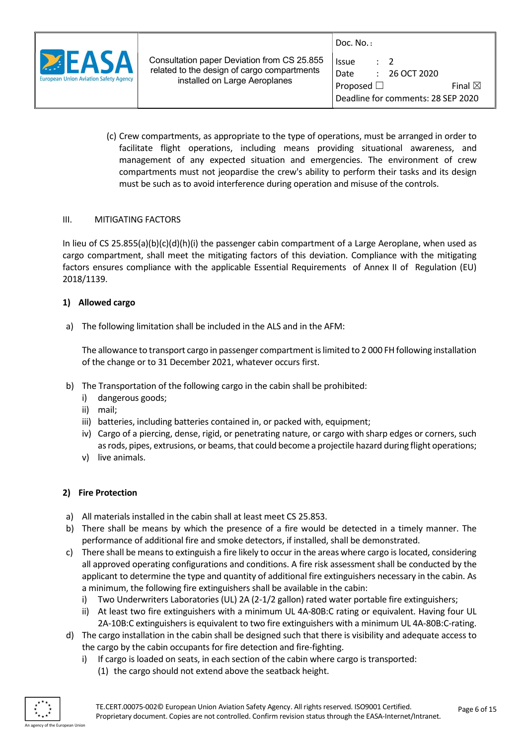(c) Crew compartments, as appropriate to the type of operations, must be arranged in order to facilitate flight operations, including means providing situational awareness, and management of any expected situation and emergencies. The environment of crew compartments must not jeopardise the crew's ability to perform their tasks and its design must be such as to avoid interference during operation and misuse of the controls.

## III. MITIGATING FACTORS

In lieu of CS 25.855(a)(b)(c)(d)(h)(i) the passenger cabin compartment of a Large Aeroplane, when used as cargo compartment, shall meet the mitigating factors of this deviation. Compliance with the mitigating factors ensures compliance with the applicable Essential Requirements of Annex II of Regulation (EU) 2018/1139.

### 1) Allowed cargo

a) The following limitation shall be included in the ALS and in the AFM:

   The allowance to transport cargo in passenger compartment is limited to 2 000 FH following installation of the change or to 31 December 2021, whatever occurs first.

b) The Transportation of the following cargo in the cabin shall be prohibited:
   - i) dangerous goods;
   - ii) mail;
   - iii) batteries, including batteries contained in, or packed with, equipment;
   - iv) Cargo of a piercing, dense, rigid, or penetrating nature, or cargo with sharp edges or corners, such as rods, pipes, extrusions, or beams, that could become a projectile hazard during flight operations;
   - v) live animals.

### 2) Fire Protection

a) All materials installed in the cabin shall at least meet CS 25.853.

b) There shall be means by which the presence of a fire would be detected in a timely manner. The performance of additional fire and smoke detectors, if installed, shall be demonstrated.

c) There shall be means to extinguish a fire likely to occur in the areas where cargo is located, considering all approved operating configurations and conditions. A fire risk assessment shall be conducted by the applicant to determine the type and quantity of additional fire extinguishers necessary in the cabin. As a minimum, the following fire extinguishers shall be available in the cabin:
   - i) Two Underwriters Laboratories (UL) 2A (2-1/2 gallon) rated water portable fire extinguishers;
   - ii) At least two fire extinguishers with a minimum UL 4A-80B:C rating or equivalent. Having four UL 2A-10B:C extinguishers is equivalent to two fire extinguishers with a minimum UL 4A-80B:C-rating.

d) The cargo installation in the cabin shall be designed such that there is visibility and adequate access to the cargo by the cabin occupants for fire detection and fire-fighting.
   - i) If cargo is loaded on seats, in each section of the cabin where cargo is transported:
     - (1) the cargo should not extend above the seatback height.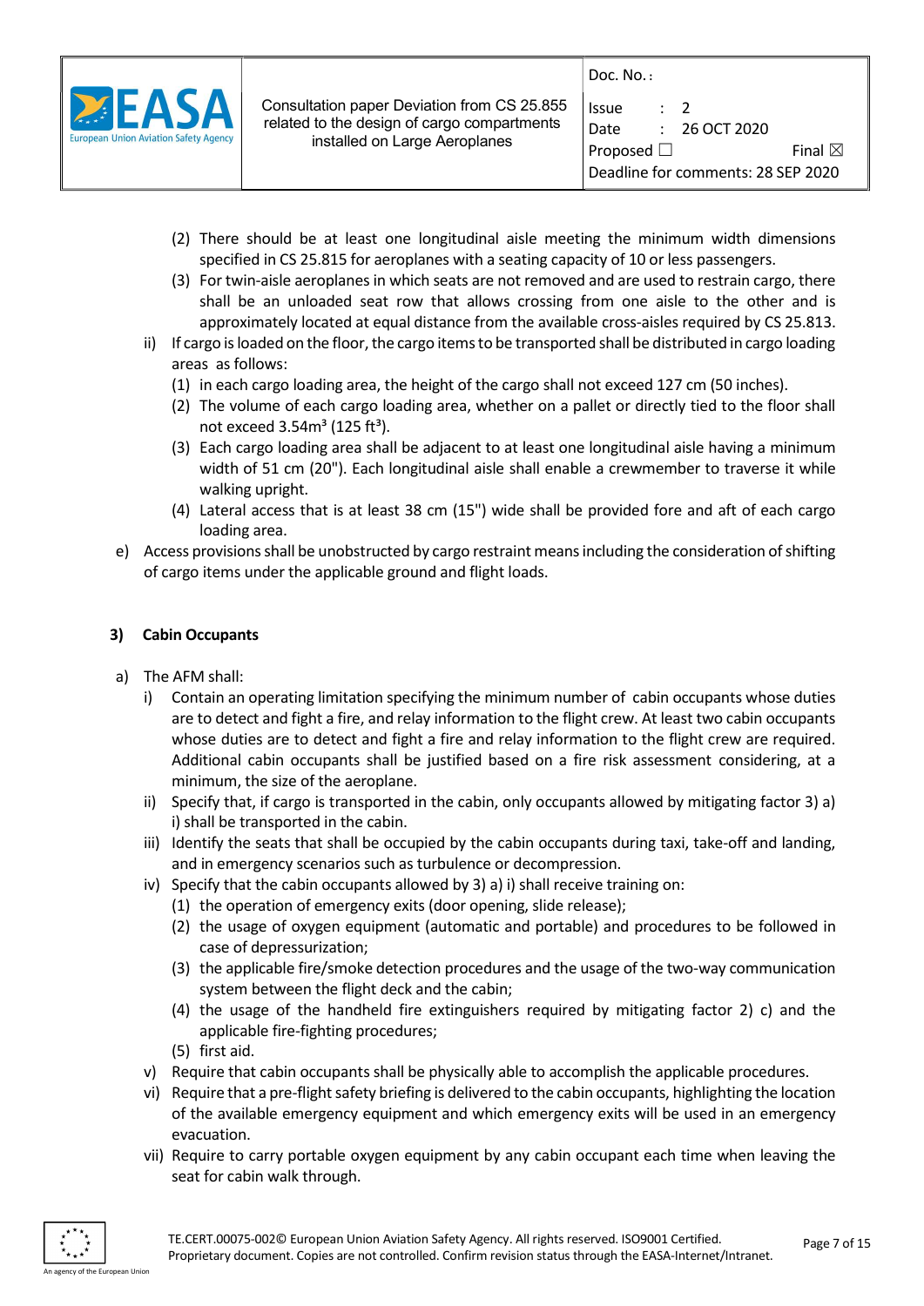(2) There should be at least one longitudinal aisle meeting the minimum width dimensions specified in CS 25.815 for aeroplanes with a seating capacity of 10 or less passengers.

(3) For twin-aisle aeroplanes in which seats are not removed and are used to restrain cargo, there shall be an unloaded seat row that allows crossing from one aisle to the other and is approximately located at equal distance from the available cross-aisles required by CS 25.813.

ii) If cargo is loaded on the floor, the cargo items to be transported shall be distributed in cargo loading areas as follows:

(1) in each cargo loading area, the height of the cargo shall not exceed 127 cm (50 inches).

(2) The volume of each cargo loading area, whether on a pallet or directly tied to the floor shall not exceed 3.54m³ (125 ft³).

(3) Each cargo loading area shall be adjacent to at least one longitudinal aisle having a minimum width of 51 cm (20"). Each longitudinal aisle shall enable a crewmember to traverse it while walking upright.

(4) Lateral access that is at least 38 cm (15") wide shall be provided fore and aft of each cargo loading area.

e) Access provisions shall be unobstructed by cargo restraint means including the consideration of shifting of cargo items under the applicable ground and flight loads.

### 3) Cabin Occupants

a) The AFM shall:

i) Contain an operating limitation specifying the minimum number of cabin occupants whose duties are to detect and fight a fire, and relay information to the flight crew. At least two cabin occupants whose duties are to detect and fight a fire and relay information to the flight crew are required. Additional cabin occupants shall be justified based on a fire risk assessment considering, at a minimum, the size of the aeroplane.

ii) Specify that, if cargo is transported in the cabin, only occupants allowed by mitigating factor 3) a) i) shall be transported in the cabin.

iii) Identify the seats that shall be occupied by the cabin occupants during taxi, take-off and landing, and in emergency scenarios such as turbulence or decompression.

iv) Specify that the cabin occupants allowed by 3) a) i) shall receive training on:

(1) the operation of emergency exits (door opening, slide release);

(2) the usage of oxygen equipment (automatic and portable) and procedures to be followed in case of depressurization;

(3) the applicable fire/smoke detection procedures and the usage of the two-way communication system between the flight deck and the cabin;

(4) the usage of the handheld fire extinguishers required by mitigating factor 2) c) and the applicable fire-fighting procedures;

(5) first aid.

v) Require that cabin occupants shall be physically able to accomplish the applicable procedures.

vi) Require that a pre-flight safety briefing is delivered to the cabin occupants, highlighting the location of the available emergency equipment and which emergency exits will be used in an emergency evacuation.

vii) Require to carry portable oxygen equipment by any cabin occupant each time when leaving the seat for cabin walk through.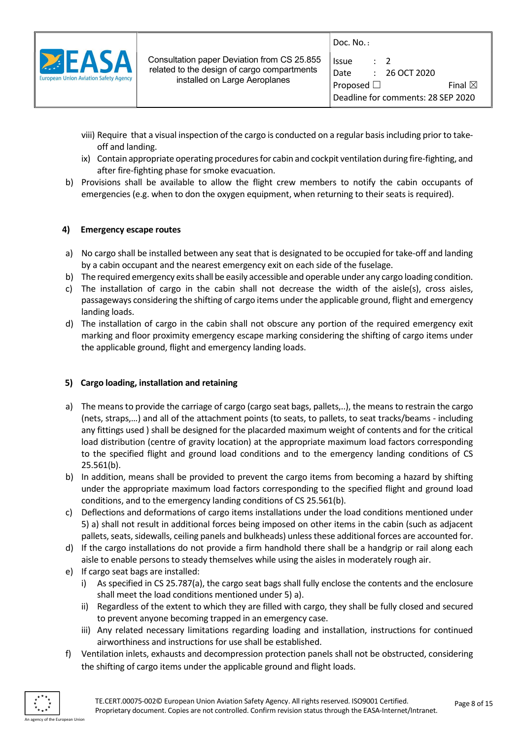viii) Require that a visual inspection of the cargo is conducted on a regular basis including prior to take-off and landing.

ix) Contain appropriate operating procedures for cabin and cockpit ventilation during fire-fighting, and after fire-fighting phase for smoke evacuation.

b) Provisions shall be available to allow the flight crew members to notify the cabin occupants of emergencies (e.g. when to don the oxygen equipment, when returning to their seats is required).

#### 4) Emergency escape routes

a) No cargo shall be installed between any seat that is designated to be occupied for take-off and landing by a cabin occupant and the nearest emergency exit on each side of the fuselage.

b) The required emergency exits shall be easily accessible and operable under any cargo loading condition.

c) The installation of cargo in the cabin shall not decrease the width of the aisle(s), cross aisles, passageways considering the shifting of cargo items under the applicable ground, flight and emergency landing loads.

d) The installation of cargo in the cabin shall not obscure any portion of the required emergency exit marking and floor proximity emergency escape marking considering the shifting of cargo items under the applicable ground, flight and emergency landing loads.

#### 5) Cargo loading, installation and retaining

a) The means to provide the carriage of cargo (cargo seat bags, pallets,..), the means to restrain the cargo (nets, straps,…) and all of the attachment points (to seats, to pallets, to seat tracks/beams - including any fittings used ) shall be designed for the placarded maximum weight of contents and for the critical load distribution (centre of gravity location) at the appropriate maximum load factors corresponding to the specified flight and ground load conditions and to the emergency landing conditions of CS 25.561(b).

b) In addition, means shall be provided to prevent the cargo items from becoming a hazard by shifting under the appropriate maximum load factors corresponding to the specified flight and ground load conditions, and to the emergency landing conditions of CS 25.561(b).

c) Deflections and deformations of cargo items installations under the load conditions mentioned under 5) a) shall not result in additional forces being imposed on other items in the cabin (such as adjacent pallets, seats, sidewalls, ceiling panels and bulkheads) unless these additional forces are accounted for.

d) If the cargo installations do not provide a firm handhold there shall be a handgrip or rail along each aisle to enable persons to steady themselves while using the aisles in moderately rough air.

e) If cargo seat bags are installed:

   i) As specified in CS 25.787(a), the cargo seat bags shall fully enclose the contents and the enclosure shall meet the load conditions mentioned under 5) a).

   ii) Regardless of the extent to which they are filled with cargo, they shall be fully closed and secured to prevent anyone becoming trapped in an emergency case.

   iii) Any related necessary limitations regarding loading and installation, instructions for continued airworthiness and instructions for use shall be established.

f) Ventilation inlets, exhausts and decompression protection panels shall not be obstructed, considering the shifting of cargo items under the applicable ground and flight loads.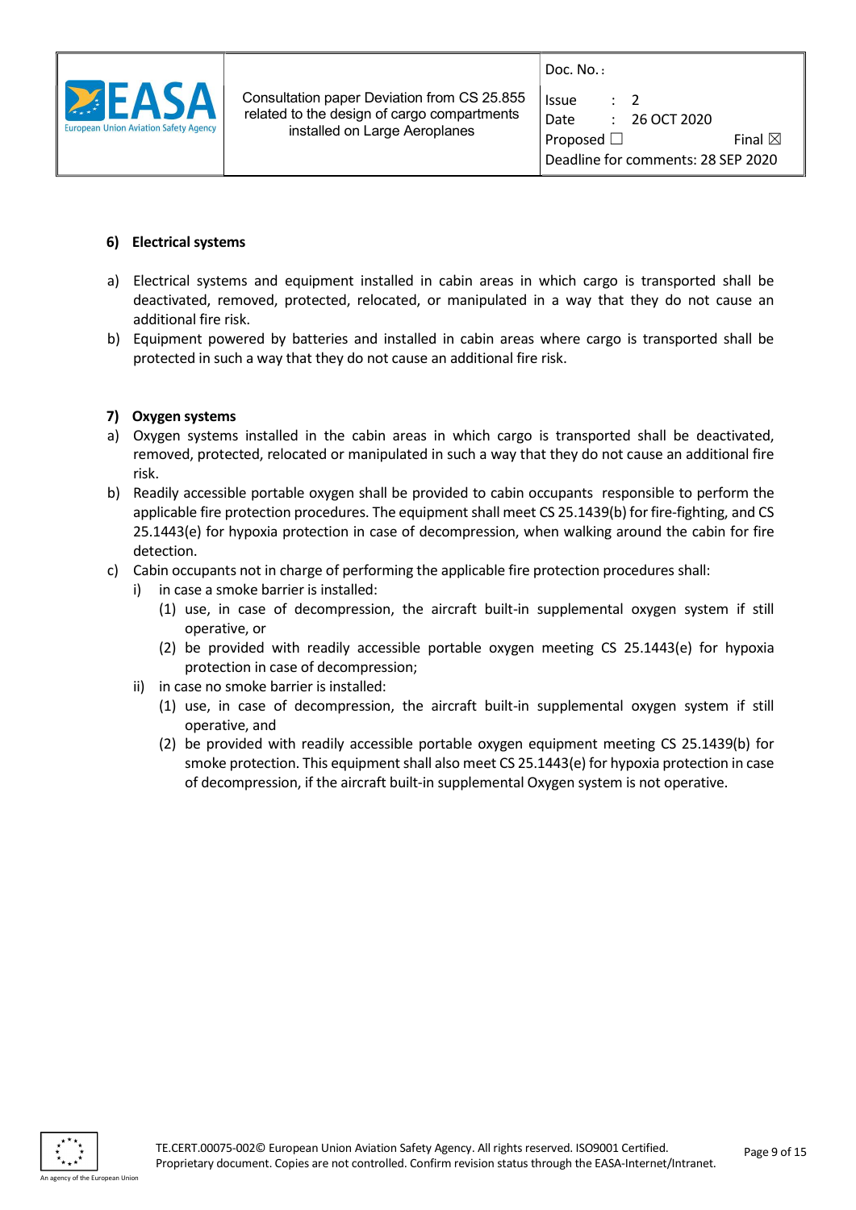#### 6) Electrical systems

a) Electrical systems and equipment installed in cabin areas in which cargo is transported shall be deactivated, removed, protected, relocated, or manipulated in a way that they do not cause an additional fire risk.

b) Equipment powered by batteries and installed in cabin areas where cargo is transported shall be protected in such a way that they do not cause an additional fire risk.

#### 7) Oxygen systems

a) Oxygen systems installed in the cabin areas in which cargo is transported shall be deactivated, removed, protected, relocated or manipulated in such a way that they do not cause an additional fire risk.

b) Readily accessible portable oxygen shall be provided to cabin occupants responsible to perform the applicable fire protection procedures. The equipment shall meet CS 25.1439(b) for fire-fighting, and CS 25.1443(e) for hypoxia protection in case of decompression, when walking around the cabin for fire detection.

c) Cabin occupants not in charge of performing the applicable fire protection procedures shall:
   - i) in case a smoke barrier is installed:
     - (1) use, in case of decompression, the aircraft built-in supplemental oxygen system if still operative, or
     - (2) be provided with readily accessible portable oxygen meeting CS 25.1443(e) for hypoxia protection in case of decompression;
   - ii) in case no smoke barrier is installed:
     - (1) use, in case of decompression, the aircraft built-in supplemental oxygen system if still operative, and
     - (2) be provided with readily accessible portable oxygen equipment meeting CS 25.1439(b) for smoke protection. This equipment shall also meet CS 25.1443(e) for hypoxia protection in case of decompression, if the aircraft built-in supplemental Oxygen system is not operative.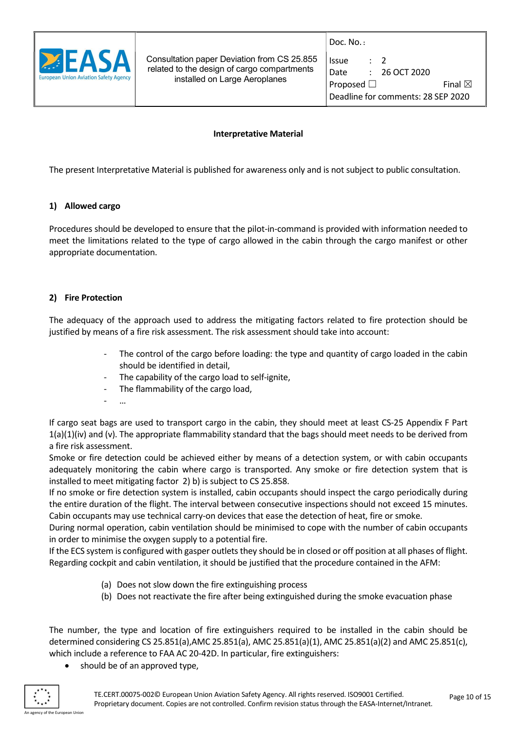**Interpretative Material**

The present Interpretative Material is published for awareness only and is not subject to public consultation.

## 1) Allowed cargo

Procedures should be developed to ensure that the pilot-in-command is provided with information needed to meet the limitations related to the type of cargo allowed in the cabin through the cargo manifest or other appropriate documentation.

## 2) Fire Protection

The adequacy of the approach used to address the mitigating factors related to fire protection should be justified by means of a fire risk assessment. The risk assessment should take into account:

- The control of the cargo before loading: the type and quantity of cargo loaded in the cabin should be identified in detail,
- The capability of the cargo load to self-ignite,
- The flammability of the cargo load,
- …

If cargo seat bags are used to transport cargo in the cabin, they should meet at least CS-25 Appendix F Part 1(a)(1)(iv) and (v). The appropriate flammability standard that the bags should meet needs to be derived from a fire risk assessment.

Smoke or fire detection could be achieved either by means of a detection system, or with cabin occupants adequately monitoring the cabin where cargo is transported. Any smoke or fire detection system that is installed to meet mitigating factor 2) b) is subject to CS 25.858.

If no smoke or fire detection system is installed, cabin occupants should inspect the cargo periodically during the entire duration of the flight. The interval between consecutive inspections should not exceed 15 minutes. Cabin occupants may use technical carry-on devices that ease the detection of heat, fire or smoke.

During normal operation, cabin ventilation should be minimised to cope with the number of cabin occupants in order to minimise the oxygen supply to a potential fire.

If the ECS system is configured with gasper outlets they should be in closed or off position at all phases of flight. Regarding cockpit and cabin ventilation, it should be justified that the procedure contained in the AFM:

(a) Does not slow down the fire extinguishing process
(b) Does not reactivate the fire after being extinguished during the smoke evacuation phase

The number, the type and location of fire extinguishers required to be installed in the cabin should be determined considering CS 25.851(a), AMC 25.851(a), AMC 25.851(a)(1), AMC 25.851(a)(2) and AMC 25.851(c), which include a reference to FAA AC 20-42D. In particular, fire extinguishers:

- should be of an approved type,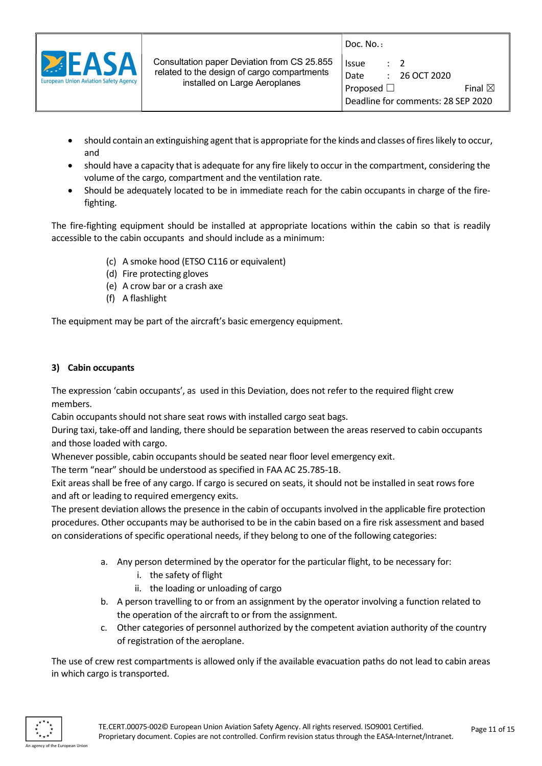- should contain an extinguishing agent that is appropriate for the kinds and classes of fires likely to occur, and
- should have a capacity that is adequate for any fire likely to occur in the compartment, considering the volume of the cargo, compartment and the ventilation rate.
- Should be adequately located to be in immediate reach for the cabin occupants in charge of the fire-fighting.

The fire-fighting equipment should be installed at appropriate locations within the cabin so that is readily accessible to the cabin occupants and should include as a minimum:

(c) A smoke hood (ETSO C116 or equivalent)
(d) Fire protecting gloves
(e) A crow bar or a crash axe
(f) A flashlight

The equipment may be part of the aircraft's basic emergency equipment.

**3) Cabin occupants**

The expression 'cabin occupants', as used in this Deviation, does not refer to the required flight crew members.
Cabin occupants should not share seat rows with installed cargo seat bags.
During taxi, take-off and landing, there should be separation between the areas reserved to cabin occupants and those loaded with cargo.
Whenever possible, cabin occupants should be seated near floor level emergency exit.
The term "near" should be understood as specified in FAA AC 25.785-1B.
Exit areas shall be free of any cargo. If cargo is secured on seats, it should not be installed in seat rows fore and aft or leading to required emergency exits.
The present deviation allows the presence in the cabin of occupants involved in the applicable fire protection procedures. Other occupants may be authorised to be in the cabin based on a fire risk assessment and based on considerations of specific operational needs, if they belong to one of the following categories:

a. Any person determined by the operator for the particular flight, to be necessary for:
   i. the safety of flight
   ii. the loading or unloading of cargo
b. A person travelling to or from an assignment by the operator involving a function related to the operation of the aircraft to or from the assignment.
c. Other categories of personnel authorized by the competent aviation authority of the country of registration of the aeroplane.

The use of crew rest compartments is allowed only if the available evacuation paths do not lead to cabin areas in which cargo is transported.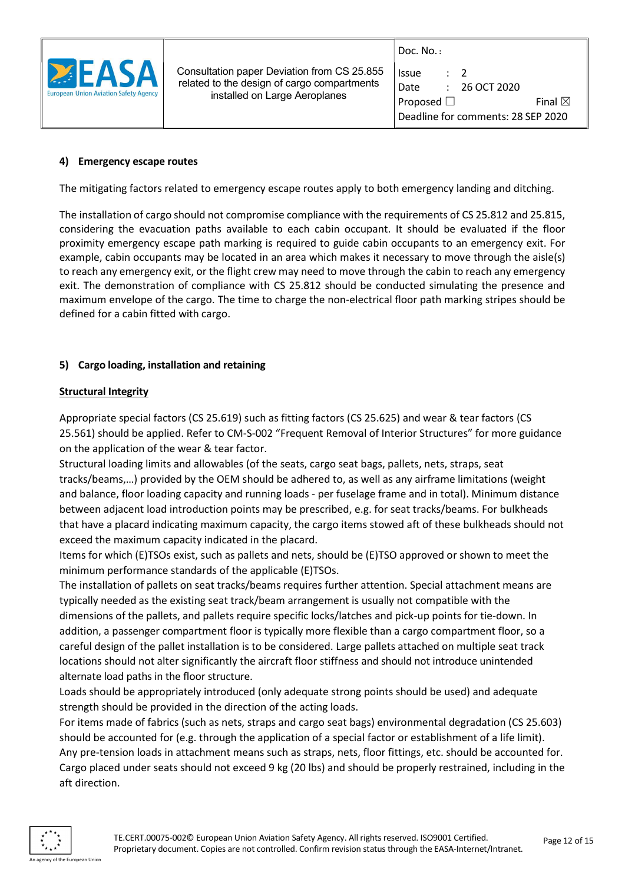## 4) Emergency escape routes

The mitigating factors related to emergency escape routes apply to both emergency landing and ditching.

The installation of cargo should not compromise compliance with the requirements of CS 25.812 and 25.815, considering the evacuation paths available to each cabin occupant. It should be evaluated if the floor proximity emergency escape path marking is required to guide cabin occupants to an emergency exit. For example, cabin occupants may be located in an area which makes it necessary to move through the aisle(s) to reach any emergency exit, or the flight crew may need to move through the cabin to reach any emergency exit. The demonstration of compliance with CS 25.812 should be conducted simulating the presence and maximum envelope of the cargo. The time to charge the non-electrical floor path marking stripes should be defined for a cabin fitted with cargo.

## 5) Cargo loading, installation and retaining

### Structural Integrity

Appropriate special factors (CS 25.619) such as fitting factors (CS 25.625) and wear & tear factors (CS 25.561) should be applied. Refer to CM-S-002 "Frequent Removal of Interior Structures" for more guidance on the application of the wear & tear factor.

Structural loading limits and allowables (of the seats, cargo seat bags, pallets, nets, straps, seat tracks/beams,…) provided by the OEM should be adhered to, as well as any airframe limitations (weight and balance, floor loading capacity and running loads - per fuselage frame and in total). Minimum distance between adjacent load introduction points may be prescribed, e.g. for seat tracks/beams. For bulkheads that have a placard indicating maximum capacity, the cargo items stowed aft of these bulkheads should not exceed the maximum capacity indicated in the placard.

Items for which (E)TSOs exist, such as pallets and nets, should be (E)TSO approved or shown to meet the minimum performance standards of the applicable (E)TSOs.

The installation of pallets on seat tracks/beams requires further attention. Special attachment means are typically needed as the existing seat track/beam arrangement is usually not compatible with the dimensions of the pallets, and pallets require specific locks/latches and pick-up points for tie-down. In addition, a passenger compartment floor is typically more flexible than a cargo compartment floor, so a careful design of the pallet installation is to be considered. Large pallets attached on multiple seat track locations should not alter significantly the aircraft floor stiffness and should not introduce unintended alternate load paths in the floor structure.

Loads should be appropriately introduced (only adequate strong points should be used) and adequate strength should be provided in the direction of the acting loads.

For items made of fabrics (such as nets, straps and cargo seat bags) environmental degradation (CS 25.603) should be accounted for (e.g. through the application of a special factor or establishment of a life limit).

Any pre-tension loads in attachment means such as straps, nets, floor fittings, etc. should be accounted for.

Cargo placed under seats should not exceed 9 kg (20 lbs) and should be properly restrained, including in the aft direction.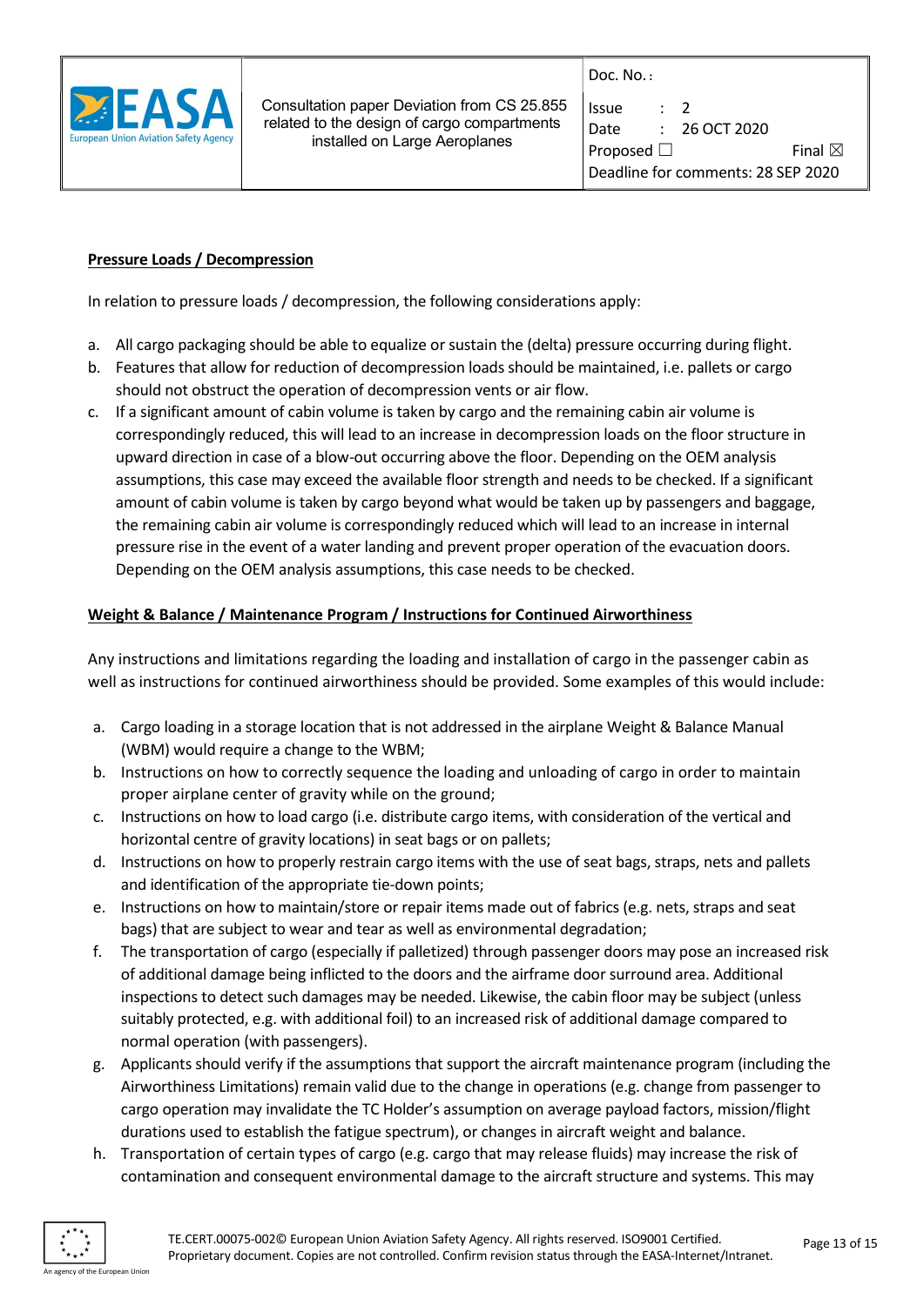**Pressure Loads / Decompression**

In relation to pressure loads / decompression, the following considerations apply:

a. All cargo packaging should be able to equalize or sustain the (delta) pressure occurring during flight.
b. Features that allow for reduction of decompression loads should be maintained, i.e. pallets or cargo should not obstruct the operation of decompression vents or air flow.
c. If a significant amount of cabin volume is taken by cargo and the remaining cabin air volume is correspondingly reduced, this will lead to an increase in decompression loads on the floor structure in upward direction in case of a blow-out occurring above the floor. Depending on the OEM analysis assumptions, this case may exceed the available floor strength and needs to be checked. If a significant amount of cabin volume is taken by cargo beyond what would be taken up by passengers and baggage, the remaining cabin air volume is correspondingly reduced which will lead to an increase in internal pressure rise in the event of a water landing and prevent proper operation of the evacuation doors. Depending on the OEM analysis assumptions, this case needs to be checked.

**Weight & Balance / Maintenance Program / Instructions for Continued Airworthiness**

Any instructions and limitations regarding the loading and installation of cargo in the passenger cabin as well as instructions for continued airworthiness should be provided. Some examples of this would include:

a. Cargo loading in a storage location that is not addressed in the airplane Weight & Balance Manual (WBM) would require a change to the WBM;
b. Instructions on how to correctly sequence the loading and unloading of cargo in order to maintain proper airplane center of gravity while on the ground;
c. Instructions on how to load cargo (i.e. distribute cargo items, with consideration of the vertical and horizontal centre of gravity locations) in seat bags or on pallets;
d. Instructions on how to properly restrain cargo items with the use of seat bags, straps, nets and pallets and identification of the appropriate tie-down points;
e. Instructions on how to maintain/store or repair items made out of fabrics (e.g. nets, straps and seat bags) that are subject to wear and tear as well as environmental degradation;
f. The transportation of cargo (especially if palletized) through passenger doors may pose an increased risk of additional damage being inflicted to the doors and the airframe door surround area. Additional inspections to detect such damages may be needed. Likewise, the cabin floor may be subject (unless suitably protected, e.g. with additional foil) to an increased risk of additional damage compared to normal operation (with passengers).
g. Applicants should verify if the assumptions that support the aircraft maintenance program (including the Airworthiness Limitations) remain valid due to the change in operations (e.g. change from passenger to cargo operation may invalidate the TC Holder's assumption on average payload factors, mission/flight durations used to establish the fatigue spectrum), or changes in aircraft weight and balance.
h. Transportation of certain types of cargo (e.g. cargo that may release fluids) may increase the risk of contamination and consequent environmental damage to the aircraft structure and systems. This may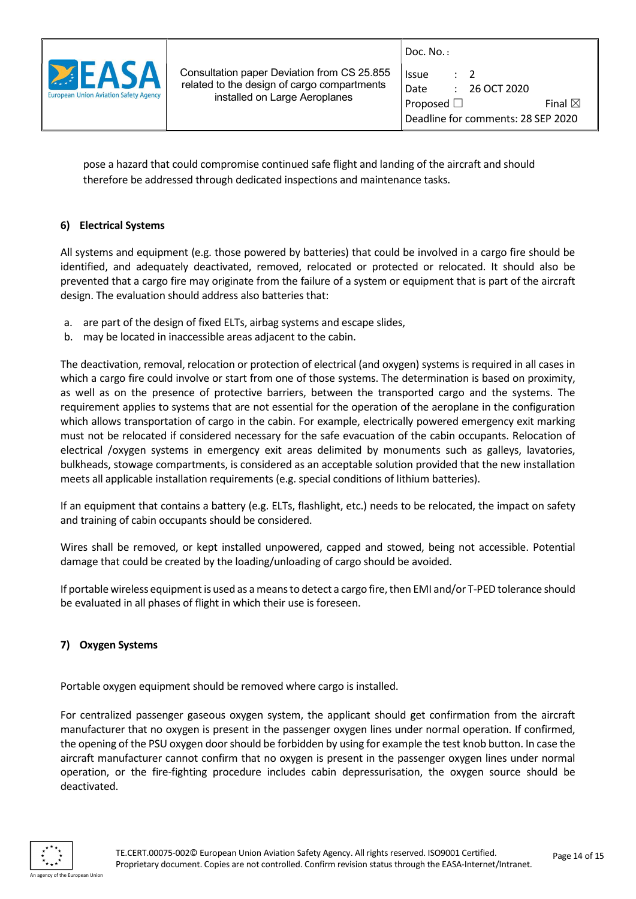pose a hazard that could compromise continued safe flight and landing of the aircraft and should therefore be addressed through dedicated inspections and maintenance tasks.

#### 6) Electrical Systems

All systems and equipment (e.g. those powered by batteries) that could be involved in a cargo fire should be identified, and adequately deactivated, removed, relocated or protected or relocated. It should also be prevented that a cargo fire may originate from the failure of a system or equipment that is part of the aircraft design. The evaluation should address also batteries that:

a. are part of the design of fixed ELTs, airbag systems and escape slides,
b. may be located in inaccessible areas adjacent to the cabin.

The deactivation, removal, relocation or protection of electrical (and oxygen) systems is required in all cases in which a cargo fire could involve or start from one of those systems. The determination is based on proximity, as well as on the presence of protective barriers, between the transported cargo and the systems. The requirement applies to systems that are not essential for the operation of the aeroplane in the configuration which allows transportation of cargo in the cabin. For example, electrically powered emergency exit marking must not be relocated if considered necessary for the safe evacuation of the cabin occupants. Relocation of electrical /oxygen systems in emergency exit areas delimited by monuments such as galleys, lavatories, bulkheads, stowage compartments, is considered as an acceptable solution provided that the new installation meets all applicable installation requirements (e.g. special conditions of lithium batteries).

If an equipment that contains a battery (e.g. ELTs, flashlight, etc.) needs to be relocated, the impact on safety and training of cabin occupants should be considered.

Wires shall be removed, or kept installed unpowered, capped and stowed, being not accessible. Potential damage that could be created by the loading/unloading of cargo should be avoided.

If portable wireless equipment is used as a means to detect a cargo fire, then EMI and/or T-PED tolerance should be evaluated in all phases of flight in which their use is foreseen.

#### 7) Oxygen Systems

Portable oxygen equipment should be removed where cargo is installed.

For centralized passenger gaseous oxygen system, the applicant should get confirmation from the aircraft manufacturer that no oxygen is present in the passenger oxygen lines under normal operation. If confirmed, the opening of the PSU oxygen door should be forbidden by using for example the test knob button. In case the aircraft manufacturer cannot confirm that no oxygen is present in the passenger oxygen lines under normal operation, or the fire-fighting procedure includes cabin depressurisation, the oxygen source should be deactivated.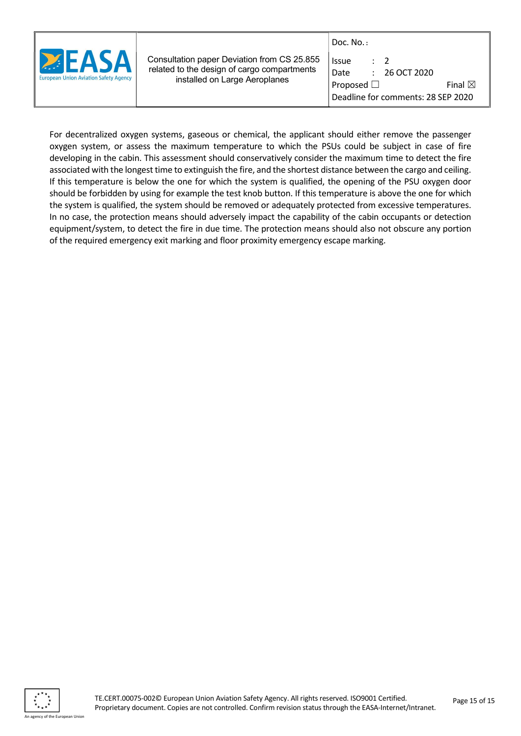For decentralized oxygen systems, gaseous or chemical, the applicant should either remove the passenger oxygen system, or assess the maximum temperature to which the PSUs could be subject in case of fire developing in the cabin. This assessment should conservatively consider the maximum time to detect the fire associated with the longest time to extinguish the fire, and the shortest distance between the cargo and ceiling. If this temperature is below the one for which the system is qualified, the opening of the PSU oxygen door should be forbidden by using for example the test knob button. If this temperature is above the one for which the system is qualified, the system should be removed or adequately protected from excessive temperatures. In no case, the protection means should adversely impact the capability of the cabin occupants or detection equipment/system, to detect the fire in due time. The protection means should also not obscure any portion of the required emergency exit marking and floor proximity emergency escape marking.